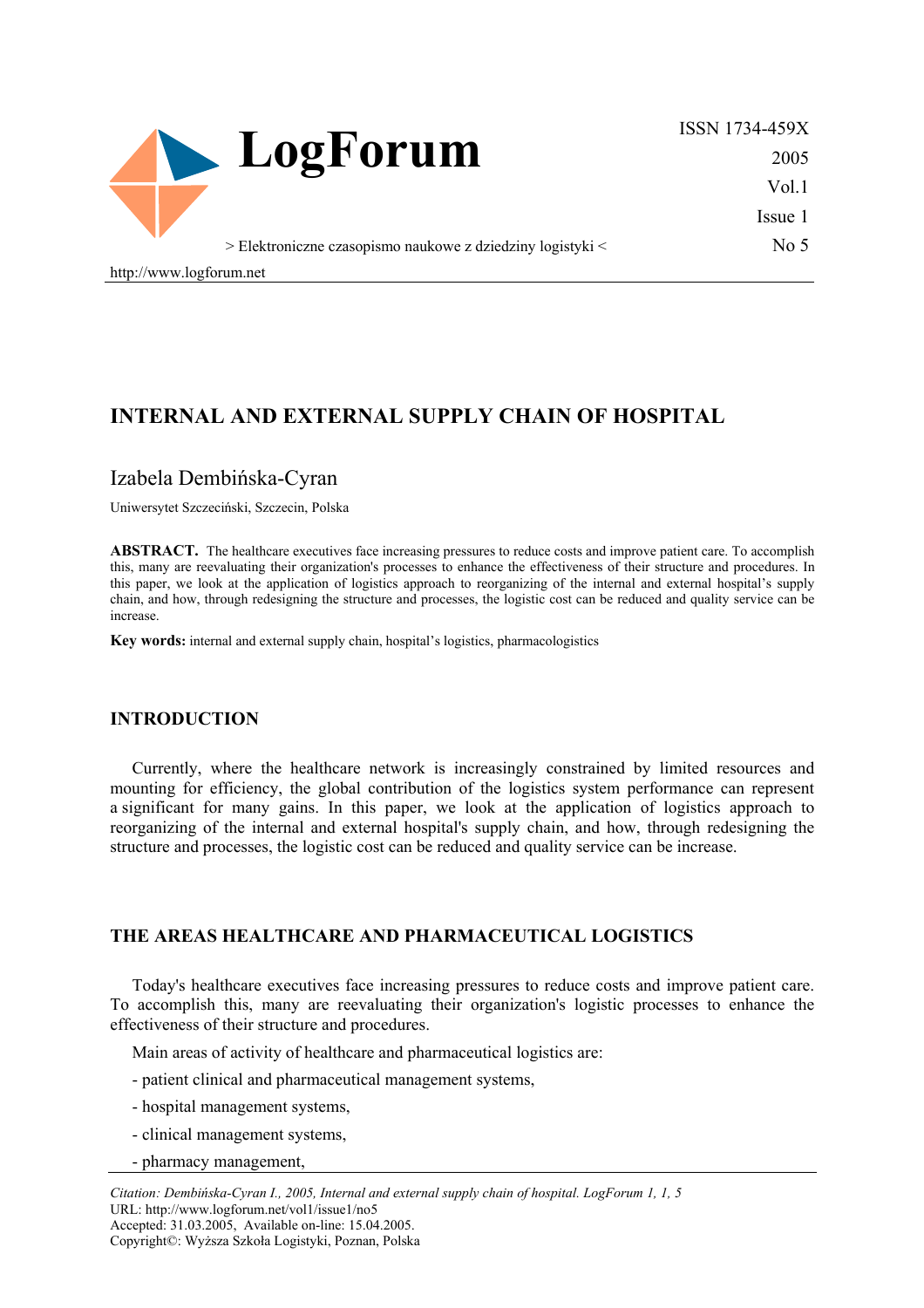# INTERNAL AND EXTERNAL SUPPLY CHAIN OF HOSPITAL

Izabela Dembińska-Cyran

Uniwersytet Szczeciński, Szczecin, Polska

**ABSTRACT.** The healthcare executives face increasing pressures to reduce costs and improve patient care. To accomplish this, many are reevaluating their organization's processes to enhance the effectiveness of their structure and procedures. In this paper, we look at the application of logistics approach to reorganizing of the internal and external hospital's supply chain, and how, through redesigning the structure and processes, the logistic cost can be reduced and quality service can be increase.

**Key words:** internal and external supply chain, hospital's logistics, pharmacologistics

## INTRODUCTION

Currently, where the healthcare network is increasingly constrained by limited resources and mounting for efficiency, the global contribution of the logistics system performance can represent a significant for many gains. In this paper, we look at the application of logistics approach to reorganizing of the internal and external hospital's supply chain, and how, through redesigning the structure and processes, the logistic cost can be reduced and quality service can be increase.

## THE AREAS HEALTHCARE AND PHARMACEUTICAL LOGISTICS

Today's healthcare executives face increasing pressures to reduce costs and improve patient care. To accomplish this, many are reevaluating their organization's logistic processes to enhance the effectiveness of their structure and procedures.

Main areas of activity of healthcare and pharmaceutical logistics are:

- patient clinical and pharmaceutical management systems,
- hospital management systems,
- clinical management systems,
- pharmacy management,

*Citation: Dembińska-Cyran I., 2005, Internal and external supply chain of hospital. LogForum 1, 1, 5*
URL: http://www.logforum.net/vol1/issue1/no5
Accepted: 31.03.2005, Available on-line: 15.04.2005.
Copyright©: Wyższa Szkoła Logistyki, Poznan, Polska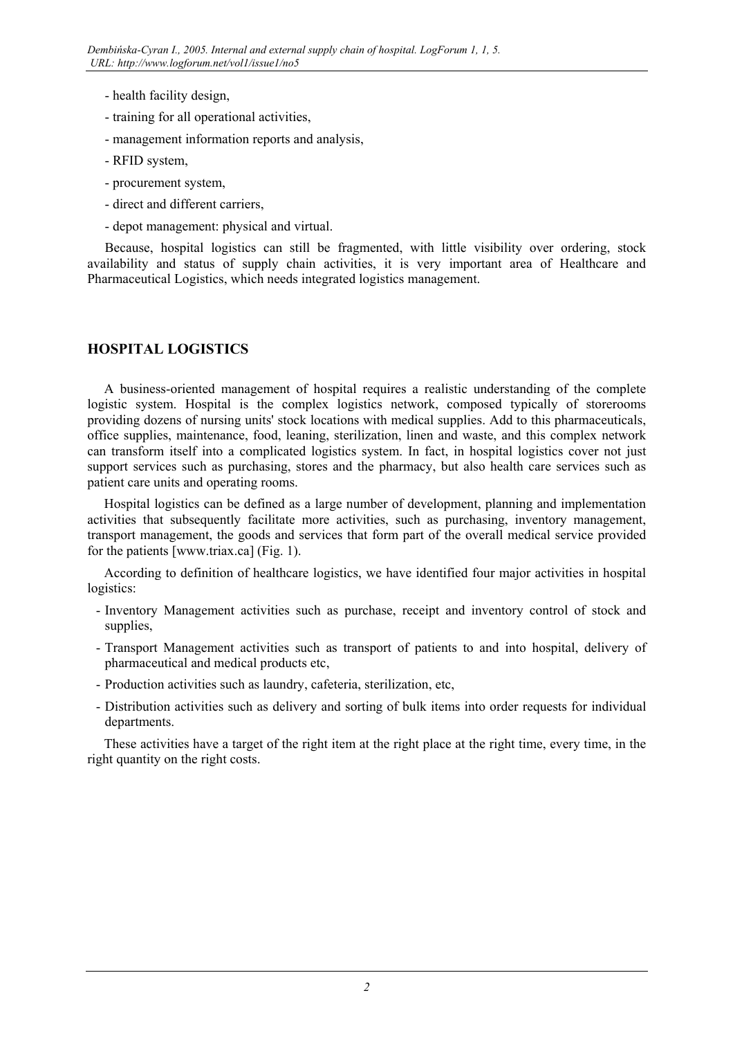- health facility design,
- training for all operational activities,
- management information reports and analysis,
- RFID system,
- procurement system,
- direct and different carriers,
- depot management: physical and virtual.

Because, hospital logistics can still be fragmented, with little visibility over ordering, stock availability and status of supply chain activities, it is very important area of Healthcare and Pharmaceutical Logistics, which needs integrated logistics management.

## HOSPITAL LOGISTICS

A business-oriented management of hospital requires a realistic understanding of the complete logistic system. Hospital is the complex logistics network, composed typically of storerooms providing dozens of nursing units' stock locations with medical supplies. Add to this pharmaceuticals, office supplies, maintenance, food, leaning, sterilization, linen and waste, and this complex network can transform itself into a complicated logistics system. In fact, in hospital logistics cover not just support services such as purchasing, stores and the pharmacy, but also health care services such as patient care units and operating rooms.

Hospital logistics can be defined as a large number of development, planning and implementation activities that subsequently facilitate more activities, such as purchasing, inventory management, transport management, the goods and services that form part of the overall medical service provided for the patients [www.triax.ca] (Fig. 1).

According to definition of healthcare logistics, we have identified four major activities in hospital logistics:

- Inventory Management activities such as purchase, receipt and inventory control of stock and supplies,
- Transport Management activities such as transport of patients to and into hospital, delivery of pharmaceutical and medical products etc,
- Production activities such as laundry, cafeteria, sterilization, etc,
- Distribution activities such as delivery and sorting of bulk items into order requests for individual departments.

These activities have a target of the right item at the right place at the right time, every time, in the right quantity on the right costs.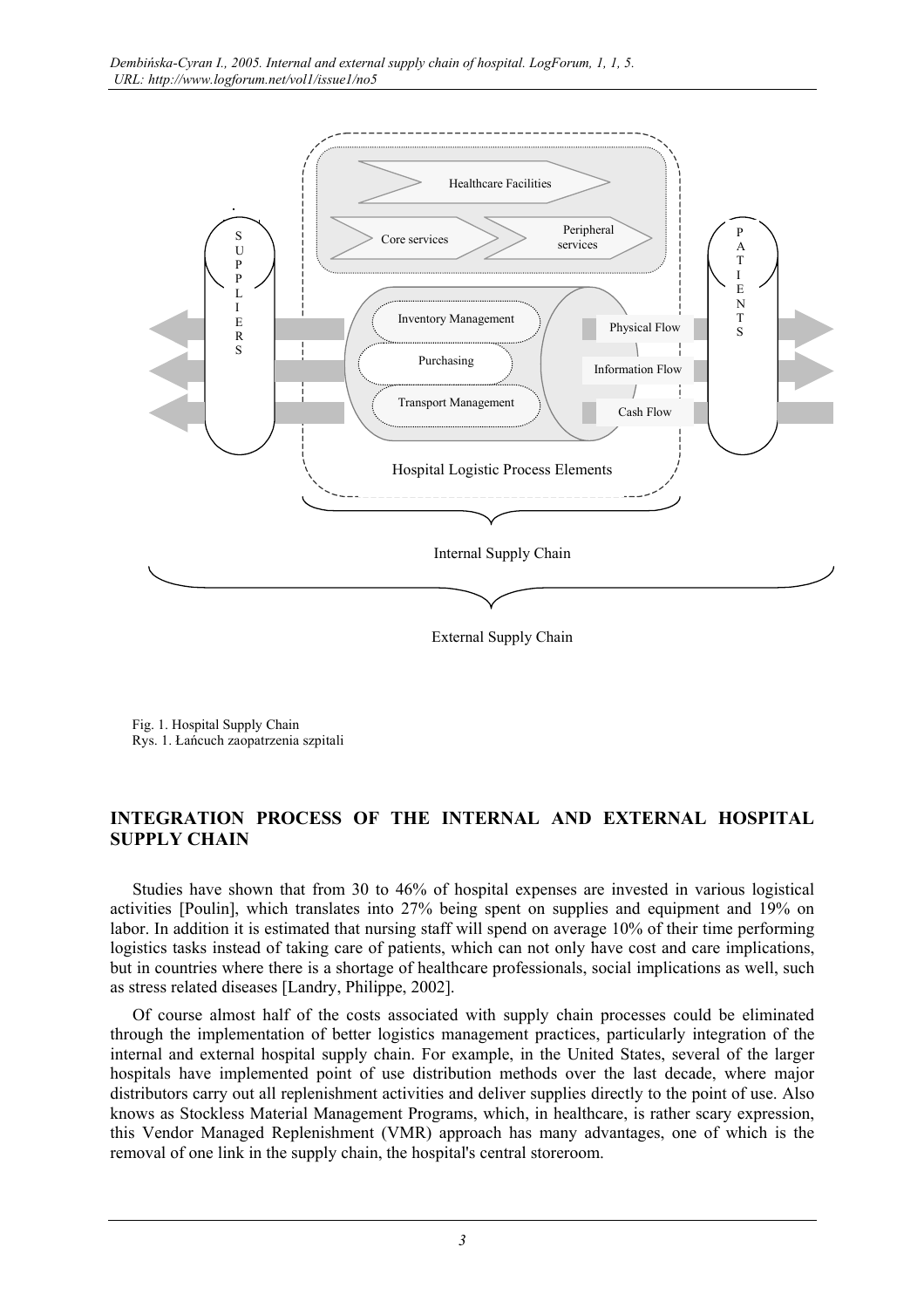Fig. 1. Hospital Supply Chain
Rys. 1. Łańcuch zaopatrzenia szpitali

## INTEGRATION PROCESS OF THE INTERNAL AND EXTERNAL HOSPITAL SUPPLY CHAIN

Studies have shown that from 30 to 46% of hospital expenses are invested in various logistical activities [Poulin], which translates into 27% being spent on supplies and equipment and 19% on labor. In addition it is estimated that nursing staff will spend on average 10% of their time performing logistics tasks instead of taking care of patients, which can not only have cost and care implications, but in countries where there is a shortage of healthcare professionals, social implications as well, such as stress related diseases [Landry, Philippe, 2002].

Of course almost half of the costs associated with supply chain processes could be eliminated through the implementation of better logistics management practices, particularly integration of the internal and external hospital supply chain. For example, in the United States, several of the larger hospitals have implemented point of use distribution methods over the last decade, where major distributors carry out all replenishment activities and deliver supplies directly to the point of use. Also knows as Stockless Material Management Programs, which, in healthcare, is rather scary expression, this Vendor Managed Replenishment (VMR) approach has many advantages, one of which is the removal of one link in the supply chain, the hospital's central storeroom.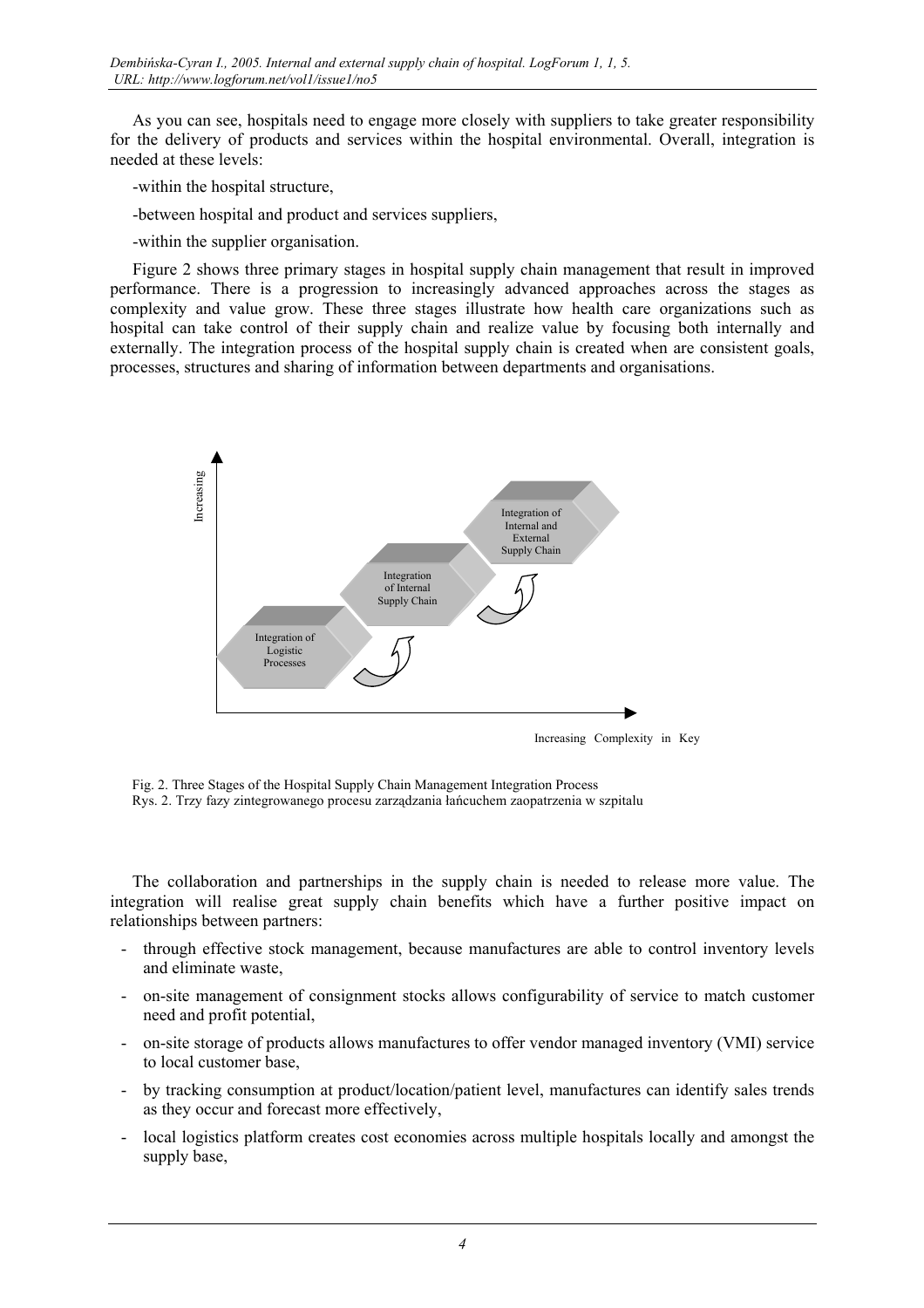As you can see, hospitals need to engage more closely with suppliers to take greater responsibility for the delivery of products and services within the hospital environmental. Overall, integration is needed at these levels:

-within the hospital structure,

-between hospital and product and services suppliers,

-within the supplier organisation.

Figure 2 shows three primary stages in hospital supply chain management that result in improved performance. There is a progression to increasingly advanced approaches across the stages as complexity and value grow. These three stages illustrate how health care organizations such as hospital can take control of their supply chain and realize value by focusing both internally and externally. The integration process of the hospital supply chain is created when are consistent goals, processes, structures and sharing of information between departments and organisations.

Increasing

Integration of Logistic Processes

Integration of Internal Supply Chain

Integration of Internal and External Supply Chain

Increasing Complexity in Key

Fig. 2. Three Stages of the Hospital Supply Chain Management Integration Process
Rys. 2. Trzy fazy zintegrowanego procesu zarządzania łańcuchem zaopatrzenia w szpitalu

The collaboration and partnerships in the supply chain is needed to release more value. The integration will realise great supply chain benefits which have a further positive impact on relationships between partners:

- through effective stock management, because manufactures are able to control inventory levels and eliminate waste,
- on-site management of consignment stocks allows configurability of service to match customer need and profit potential,
- on-site storage of products allows manufactures to offer vendor managed inventory (VMI) service to local customer base,
- by tracking consumption at product/location/patient level, manufactures can identify sales trends as they occur and forecast more effectively,
- local logistics platform creates cost economies across multiple hospitals locally and amongst the supply base,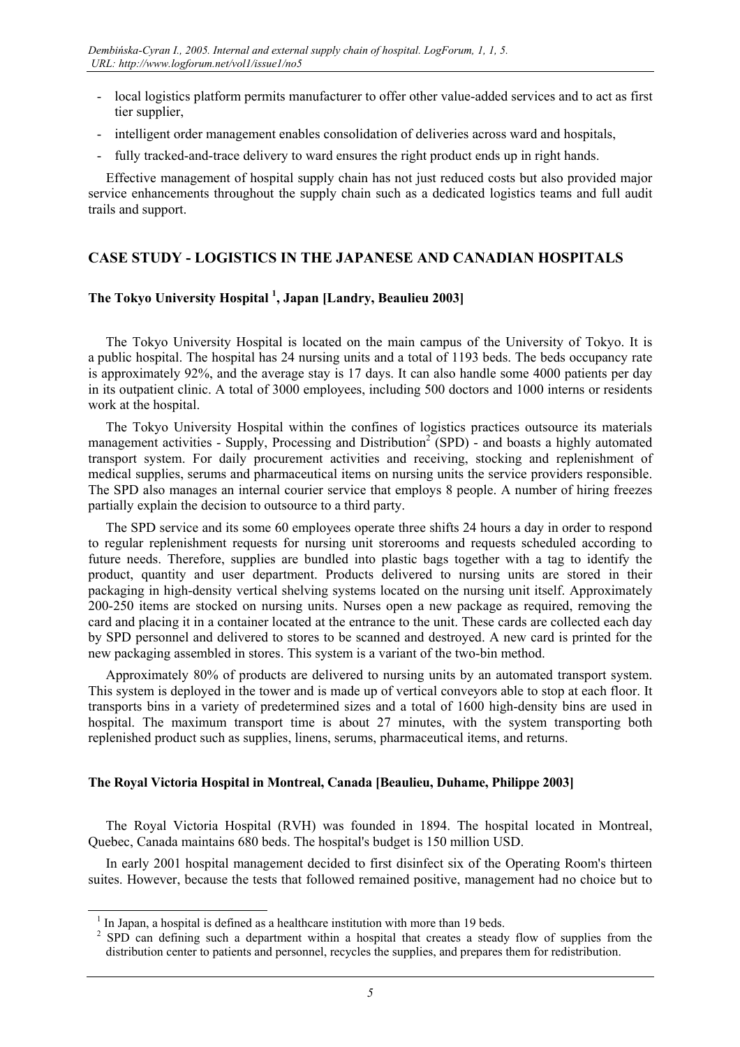- local logistics platform permits manufacturer to offer other value-added services and to act as first tier supplier,
- intelligent order management enables consolidation of deliveries across ward and hospitals,
- fully tracked-and-trace delivery to ward ensures the right product ends up in right hands.

Effective management of hospital supply chain has not just reduced costs but also provided major service enhancements throughout the supply chain such as a dedicated logistics teams and full audit trails and support.

## CASE STUDY - LOGISTICS IN THE JAPANESE AND CANADIAN HOSPITALS

### The Tokyo University Hospital [1], Japan [Landry, Beaulieu 2003]

The Tokyo University Hospital is located on the main campus of the University of Tokyo. It is a public hospital. The hospital has 24 nursing units and a total of 1193 beds. The beds occupancy rate is approximately 92%, and the average stay is 17 days. It can also handle some 4000 patients per day in its outpatient clinic. A total of 3000 employees, including 500 doctors and 1000 interns or residents work at the hospital.

The Tokyo University Hospital within the confines of logistics practices outsource its materials management activities - Supply, Processing and Distribution[2] (SPD) - and boasts a highly automated transport system. For daily procurement activities and receiving, stocking and replenishment of medical supplies, serums and pharmaceutical items on nursing units the service providers responsible. The SPD also manages an internal courier service that employs 8 people. A number of hiring freezes partially explain the decision to outsource to a third party.

The SPD service and its some 60 employees operate three shifts 24 hours a day in order to respond to regular replenishment requests for nursing unit storerooms and requests scheduled according to future needs. Therefore, supplies are bundled into plastic bags together with a tag to identify the product, quantity and user department. Products delivered to nursing units are stored in their packaging in high-density vertical shelving systems located on the nursing unit itself. Approximately 200-250 items are stocked on nursing units. Nurses open a new package as required, removing the card and placing it in a container located at the entrance to the unit. These cards are collected each day by SPD personnel and delivered to stores to be scanned and destroyed. A new card is printed for the new packaging assembled in stores. This system is a variant of the two-bin method.

Approximately 80% of products are delivered to nursing units by an automated transport system. This system is deployed in the tower and is made up of vertical conveyors able to stop at each floor. It transports bins in a variety of predetermined sizes and a total of 1600 high-density bins are used in hospital. The maximum transport time is about 27 minutes, with the system transporting both replenished product such as supplies, linens, serums, pharmaceutical items, and returns.

### The Royal Victoria Hospital in Montreal, Canada [Beaulieu, Duhame, Philippe 2003]

The Royal Victoria Hospital (RVH) was founded in 1894. The hospital located in Montreal, Quebec, Canada maintains 680 beds. The hospital's budget is 150 million USD.

In early 2001 hospital management decided to first disinfect six of the Operating Room's thirteen suites. However, because the tests that followed remained positive, management had no choice but to

---

[1] In Japan, a hospital is defined as a healthcare institution with more than 19 beds.

[2] SPD can defining such a department within a hospital that creates a steady flow of supplies from the distribution center to patients and personnel, recycles the supplies, and prepares them for redistribution.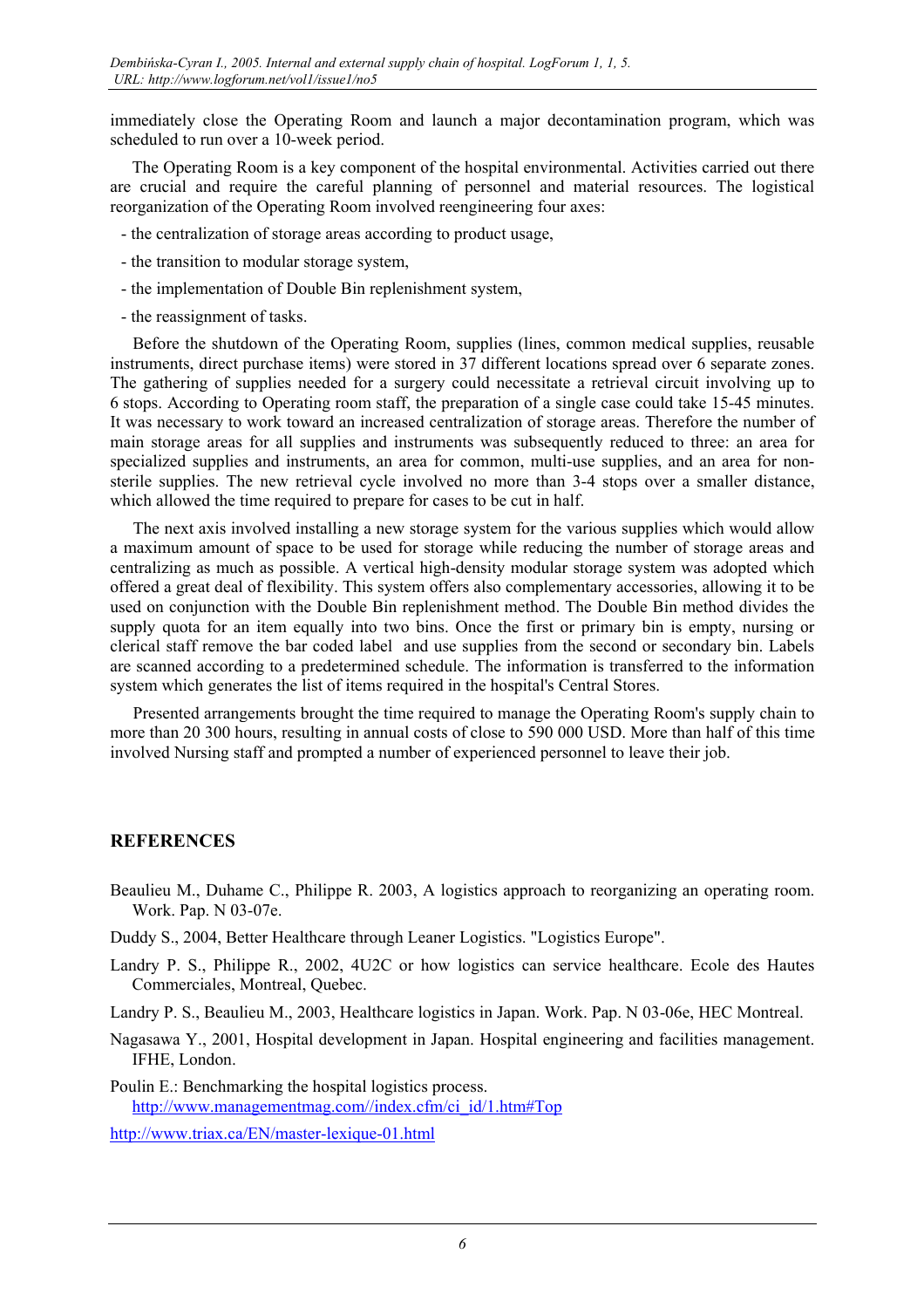immediately close the Operating Room and launch a major decontamination program, which was scheduled to run over a 10-week period.

The Operating Room is a key component of the hospital environmental. Activities carried out there are crucial and require the careful planning of personnel and material resources. The logistical reorganization of the Operating Room involved reengineering four axes:

- the centralization of storage areas according to product usage,
- the transition to modular storage system,
- the implementation of Double Bin replenishment system,
- the reassignment of tasks.

Before the shutdown of the Operating Room, supplies (lines, common medical supplies, reusable instruments, direct purchase items) were stored in 37 different locations spread over 6 separate zones. The gathering of supplies needed for a surgery could necessitate a retrieval circuit involving up to 6 stops. According to Operating room staff, the preparation of a single case could take 15-45 minutes. It was necessary to work toward an increased centralization of storage areas. Therefore the number of main storage areas for all supplies and instruments was subsequently reduced to three: an area for specialized supplies and instruments, an area for common, multi-use supplies, and an area for non-sterile supplies. The new retrieval cycle involved no more than 3-4 stops over a smaller distance, which allowed the time required to prepare for cases to be cut in half.

The next axis involved installing a new storage system for the various supplies which would allow a maximum amount of space to be used for storage while reducing the number of storage areas and centralizing as much as possible. A vertical high-density modular storage system was adopted which offered a great deal of flexibility. This system offers also complementary accessories, allowing it to be used on conjunction with the Double Bin replenishment method. The Double Bin method divides the supply quota for an item equally into two bins. Once the first or primary bin is empty, nursing or clerical staff remove the bar coded label and use supplies from the second or secondary bin. Labels are scanned according to a predetermined schedule. The information is transferred to the information system which generates the list of items required in the hospital's Central Stores.

Presented arrangements brought the time required to manage the Operating Room's supply chain to more than 20 300 hours, resulting in annual costs of close to 590 000 USD. More than half of this time involved Nursing staff and prompted a number of experienced personnel to leave their job.

## REFERENCES

Beaulieu M., Duhame C., Philippe R. 2003, A logistics approach to reorganizing an operating room. Work. Pap. N 03-07e.

Duddy S., 2004, Better Healthcare through Leaner Logistics. "Logistics Europe".

Landry P. S., Philippe R., 2002, 4U2C or how logistics can service healthcare. Ecole des Hautes Commerciales, Montreal, Quebec.

Landry P. S., Beaulieu M., 2003, Healthcare logistics in Japan. Work. Pap. N 03-06e, HEC Montreal.

Nagasawa Y., 2001, Hospital development in Japan. Hospital engineering and facilities management. IFHE, London.

Poulin E.: Benchmarking the hospital logistics process. http://www.managementmag.com//index.cfm/ci_id/1.htm#Top

http://www.triax.ca/EN/master-lexique-01.html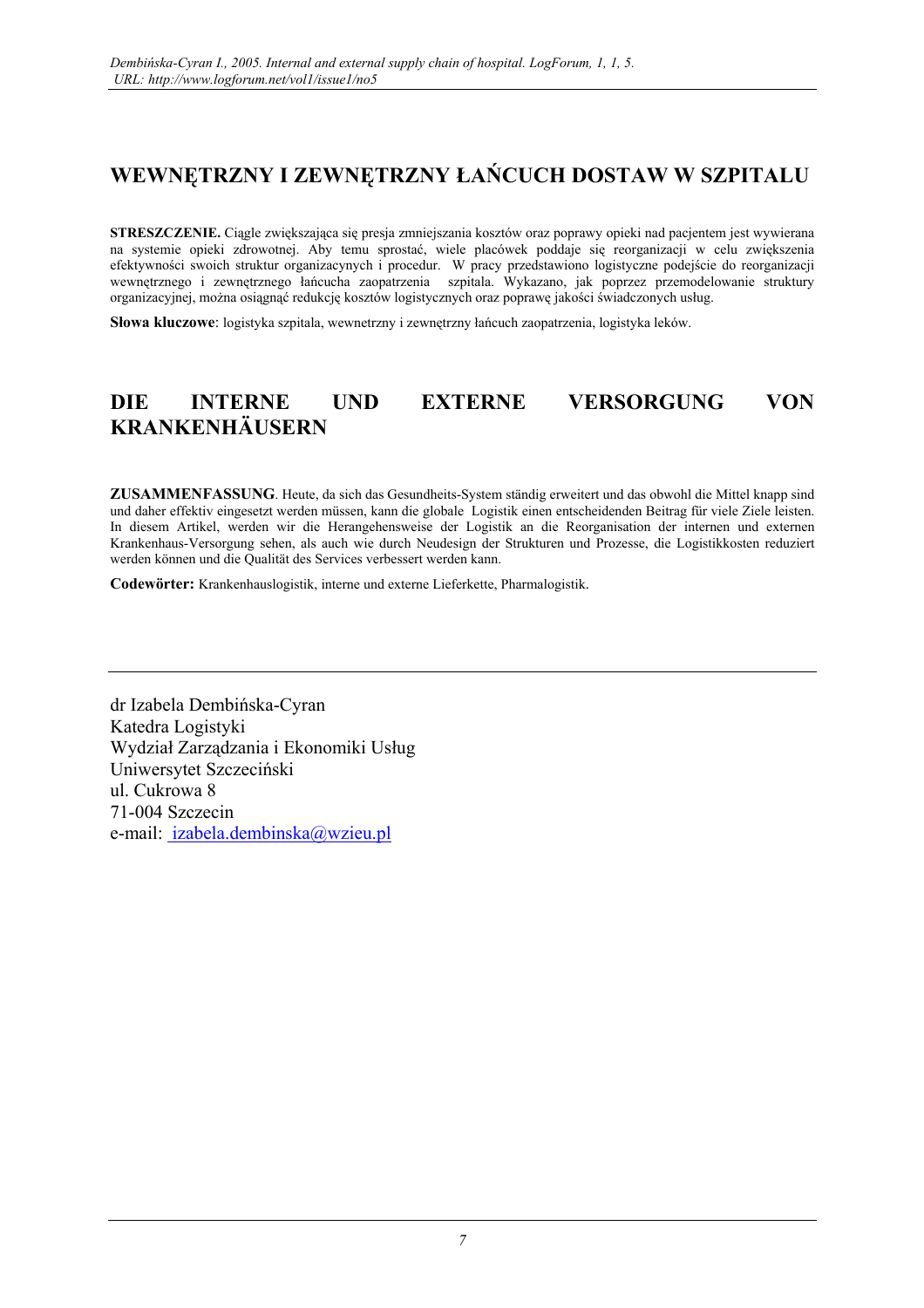# WEWNĘTRZNY I ZEWNĘTRZNY ŁAŃCUCH DOSTAW W SZPITALU

**STRESZCZENIE.** Ciągle zwiększająca się presja zmniejszania kosztów oraz poprawy opieki nad pacjentem jest wywierana na systemie opieki zdrowotnej. Aby temu sprostać, wiele placówek poddaje się reorganizacji w celu zwiększenia efektywności swoich struktur organizacynych i procedur. W pracy przedstawiono logistyczne podejście do reorganizacji wewnętrznego i zewnętrznego łańcucha zaopatrzenia szpitala. Wykazano, jak poprzez przemodelowanie struktury organizacyjnej, można osiągnąć redukcję kosztów logistycznych oraz poprawę jakości świadczonych usług.

**Słowa kluczowe**: logistyka szpitala, wewnetrzny i zewnętrzny łańcuch zaopatrzenia, logistyka leków.

# DIE INTERNE UND EXTERNE VERSORGUNG VON KRANKENHÄUSERN

**ZUSAMMENFASSUNG**. Heute, da sich das Gesundheits-System ständig erweitert und das obwohl die Mittel knapp sind und daher effektiv eingesetzt werden müssen, kann die globale Logistik einen entscheidenden Beitrag für viele Ziele leisten. In diesem Artikel, werden wir die Herangehensweise der Logistik an die Reorganisation der internen und externen Krankenhaus-Versorgung sehen, als auch wie durch Neudesign der Strukturen und Prozesse, die Logistikkosten reduziert werden können und die Qualität des Services verbessert werden kann.

**Codewörter:** Krankenhauslogistik, interne und externe Lieferkette, Pharmalogistik.

---

dr Izabela Dembińska-Cyran
Katedra Logistyki
Wydział Zarządzania i Ekonomiki Usług
Uniwersytet Szczeciński
ul. Cukrowa 8
71-004 Szczecin
e-mail: izabela.dembinska@wzieu.pl